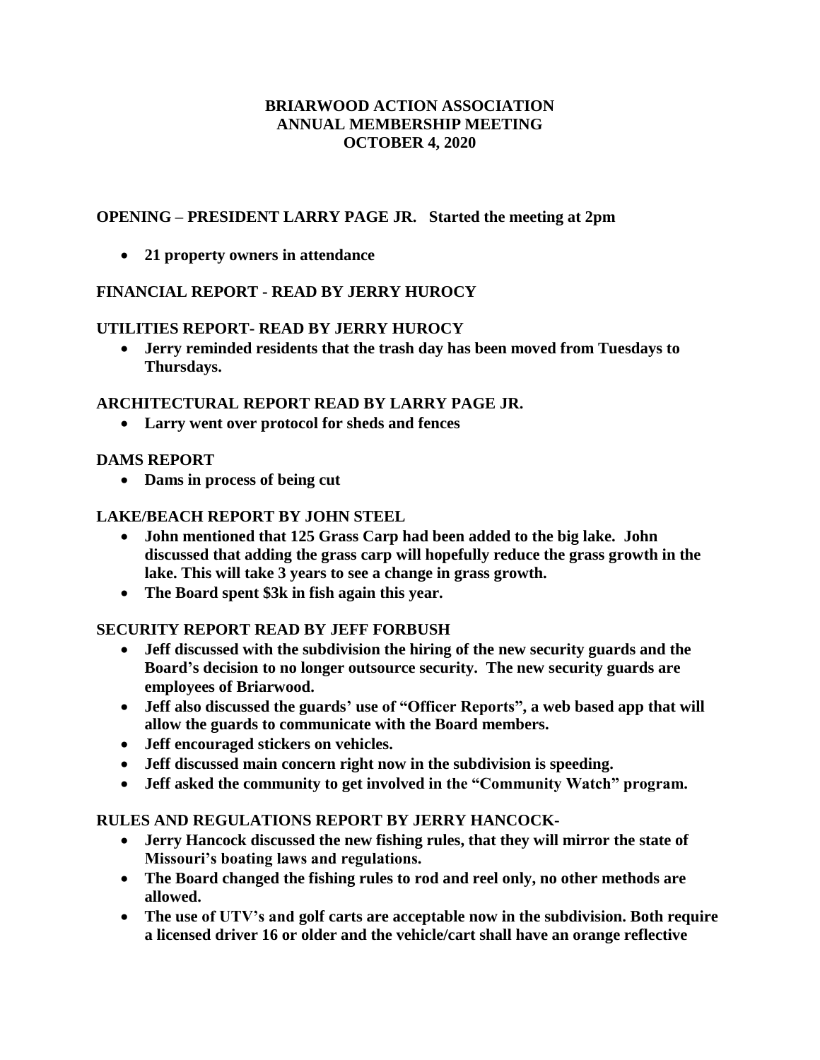# BRIARWOOD ACTION ASSOCIATION
## ANNUAL MEMBERSHIP MEETING
## OCTOBER 4, 2020

**OPENING – PRESIDENT LARRY PAGE JR. Started the meeting at 2pm**

- **21 property owners in attendance**

**FINANCIAL REPORT - READ BY JERRY HUROCY**

**UTILITIES REPORT- READ BY JERRY HUROCY**

- **Jerry reminded residents that the trash day has been moved from Tuesdays to Thursdays.**

**ARCHITECTURAL REPORT READ BY LARRY PAGE JR.**

- **Larry went over protocol for sheds and fences**

**DAMS REPORT**

- **Dams in process of being cut**

**LAKE/BEACH REPORT BY JOHN STEEL**

- **John mentioned that 125 Grass Carp had been added to the big lake. John discussed that adding the grass carp will hopefully reduce the grass growth in the lake. This will take 3 years to see a change in grass growth.**
- **The Board spent $3k in fish again this year.**

**SECURITY REPORT READ BY JEFF FORBUSH**

- **Jeff discussed with the subdivision the hiring of the new security guards and the Board's decision to no longer outsource security. The new security guards are employees of Briarwood.**
- **Jeff also discussed the guards' use of "Officer Reports", a web based app that will allow the guards to communicate with the Board members.**
- **Jeff encouraged stickers on vehicles.**
- **Jeff discussed main concern right now in the subdivision is speeding.**
- **Jeff asked the community to get involved in the "Community Watch" program.**

**RULES AND REGULATIONS REPORT BY JERRY HANCOCK-**

- **Jerry Hancock discussed the new fishing rules, that they will mirror the state of Missouri's boating laws and regulations.**
- **The Board changed the fishing rules to rod and reel only, no other methods are allowed.**
- **The use of UTV's and golf carts are acceptable now in the subdivision. Both require a licensed driver 16 or older and the vehicle/cart shall have an orange reflective**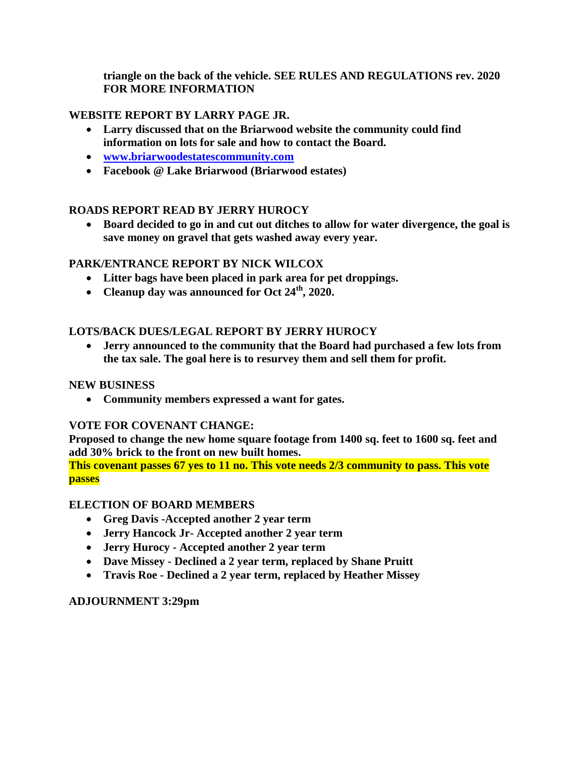**triangle on the back of the vehicle. SEE RULES AND REGULATIONS rev. 2020 FOR MORE INFORMATION**

**WEBSITE REPORT BY LARRY PAGE JR.**

- **Larry discussed that on the Briarwood website the community could find information on lots for sale and how to contact the Board.**
- **www.briarwoodestatescommunity.com**
- **Facebook @ Lake Briarwood (Briarwood estates)**

**ROADS REPORT READ BY JERRY HUROCY**

- **Board decided to go in and cut out ditches to allow for water divergence, the goal is save money on gravel that gets washed away every year.**

**PARK/ENTRANCE REPORT BY NICK WILCOX**

- **Litter bags have been placed in park area for pet droppings.**
- **Cleanup day was announced for Oct 24th, 2020.**

**LOTS/BACK DUES/LEGAL REPORT BY JERRY HUROCY**

- **Jerry announced to the community that the Board had purchased a few lots from the tax sale. The goal here is to resurvey them and sell them for profit.**

**NEW BUSINESS**

- **Community members expressed a want for gates.**

**VOTE FOR COVENANT CHANGE:**

**Proposed to change the new home square footage from 1400 sq. feet to 1600 sq. feet and add 30% brick to the front on new built homes.**

**This covenant passes 67 yes to 11 no. This vote needs 2/3 community to pass. This vote passes**

**ELECTION OF BOARD MEMBERS**

- **Greg Davis -Accepted another 2 year term**
- **Jerry Hancock Jr- Accepted another 2 year term**
- **Jerry Hurocy - Accepted another 2 year term**
- **Dave Missey - Declined a 2 year term, replaced by Shane Pruitt**
- **Travis Roe - Declined a 2 year term, replaced by Heather Missey**

**ADJOURNMENT 3:29pm**